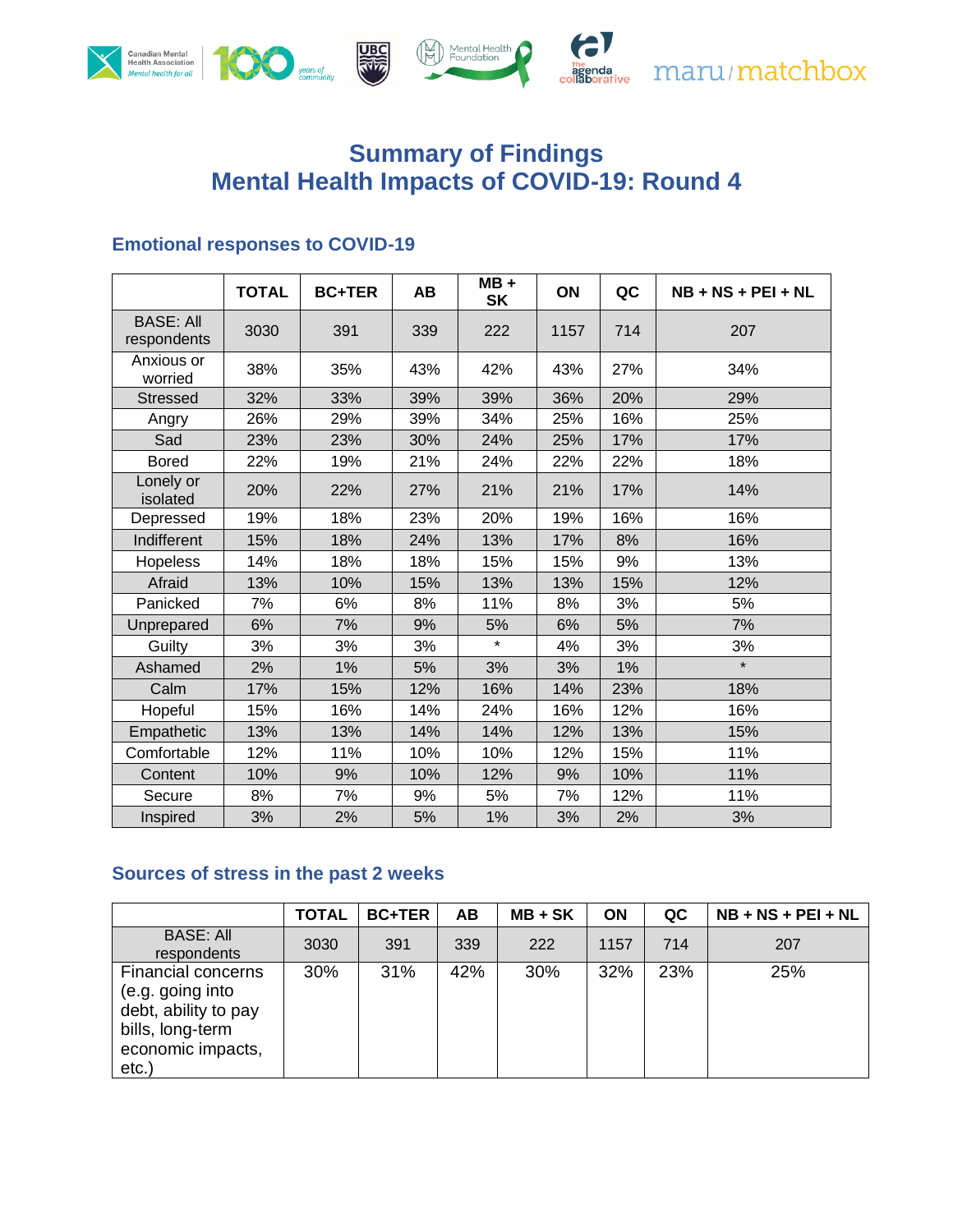# Summary of Findings
# Mental Health Impacts of COVID-19: Round 4

## Emotional responses to COVID-19

| | TOTAL | BC+TER | AB | MB + SK | ON | QC | NB + NS + PEI + NL |
|---|---|---|---|---|---|---|---|
| BASE: All respondents | 3030 | 391 | 339 | 222 | 1157 | 714 | 207 |
| Anxious or worried | 38% | 35% | 43% | 42% | 43% | 27% | 34% |
| Stressed | 32% | 33% | 39% | 39% | 36% | 20% | 29% |
| Angry | 26% | 29% | 39% | 34% | 25% | 16% | 25% |
| Sad | 23% | 23% | 30% | 24% | 25% | 17% | 17% |
| Bored | 22% | 19% | 21% | 24% | 22% | 22% | 18% |
| Lonely or isolated | 20% | 22% | 27% | 21% | 21% | 17% | 14% |
| Depressed | 19% | 18% | 23% | 20% | 19% | 16% | 16% |
| Indifferent | 15% | 18% | 24% | 13% | 17% | 8% | 16% |
| Hopeless | 14% | 18% | 18% | 15% | 15% | 9% | 13% |
| Afraid | 13% | 10% | 15% | 13% | 13% | 15% | 12% |
| Panicked | 7% | 6% | 8% | 11% | 8% | 3% | 5% |
| Unprepared | 6% | 7% | 9% | 5% | 6% | 5% | 7% |
| Guilty | 3% | 3% | 3% | * | 4% | 3% | 3% |
| Ashamed | 2% | 1% | 5% | 3% | 3% | 1% | * |
| Calm | 17% | 15% | 12% | 16% | 14% | 23% | 18% |
| Hopeful | 15% | 16% | 14% | 24% | 16% | 12% | 16% |
| Empathetic | 13% | 13% | 14% | 14% | 12% | 13% | 15% |
| Comfortable | 12% | 11% | 10% | 10% | 12% | 15% | 11% |
| Content | 10% | 9% | 10% | 12% | 9% | 10% | 11% |
| Secure | 8% | 7% | 9% | 5% | 7% | 12% | 11% |
| Inspired | 3% | 2% | 5% | 1% | 3% | 2% | 3% |

## Sources of stress in the past 2 weeks

| | TOTAL | BC+TER | AB | MB + SK | ON | QC | NB + NS + PEI + NL |
|---|---|---|---|---|---|---|---|
| BASE: All respondents | 3030 | 391 | 339 | 222 | 1157 | 714 | 207 |
| Financial concerns (e.g. going into debt, ability to pay bills, long-term economic impacts, etc.) | 30% | 31% | 42% | 30% | 32% | 23% | 25% |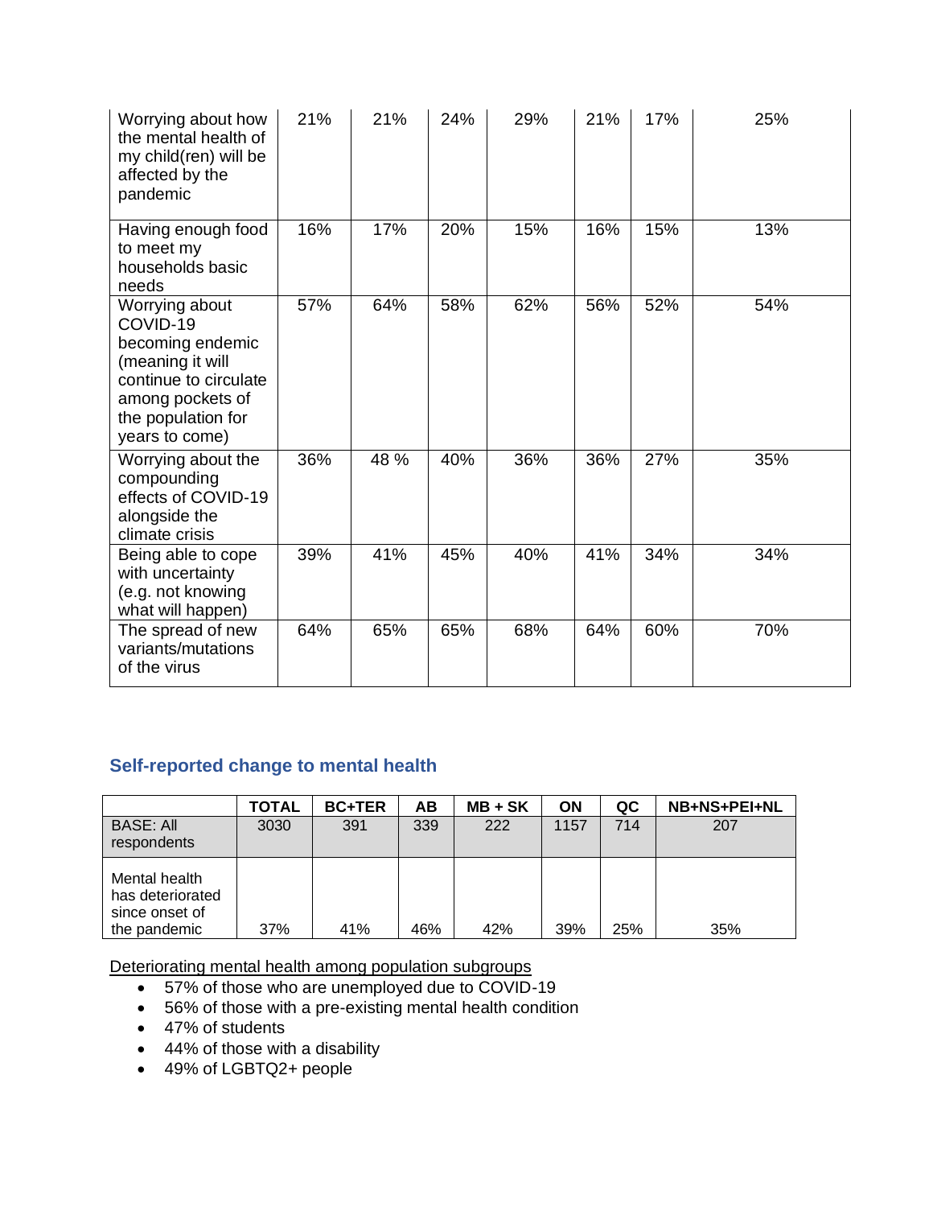| | | | | | | | |
|---|---|---|---|---|---|---|---|
| Worrying about how the mental health of my child(ren) will be affected by the pandemic | 21% | 21% | 24% | 29% | 21% | 17% | 25% |
| Having enough food to meet my households basic needs | 16% | 17% | 20% | 15% | 16% | 15% | 13% |
| Worrying about COVID-19 becoming endemic (meaning it will continue to circulate among pockets of the population for years to come) | 57% | 64% | 58% | 62% | 56% | 52% | 54% |
| Worrying about the compounding effects of COVID-19 alongside the climate crisis | 36% | 48 % | 40% | 36% | 36% | 27% | 35% |
| Being able to cope with uncertainty (e.g. not knowing what will happen) | 39% | 41% | 45% | 40% | 41% | 34% | 34% |
| The spread of new variants/mutations of the virus | 64% | 65% | 65% | 68% | 64% | 60% | 70% |

## Self-reported change to mental health

| | TOTAL | BC+TER | AB | MB + SK | ON | QC | NB+NS+PEI+NL |
|---|---|---|---|---|---|---|---|
| BASE: All respondents | 3030 | 391 | 339 | 222 | 1157 | 714 | 207 |
| Mental health has deteriorated since onset of the pandemic | 37% | 41% | 46% | 42% | 39% | 25% | 35% |

Deteriorating mental health among population subgroups

- 57% of those who are unemployed due to COVID-19
- 56% of those with a pre-existing mental health condition
- 47% of students
- 44% of those with a disability
- 49% of LGBTQ2+ people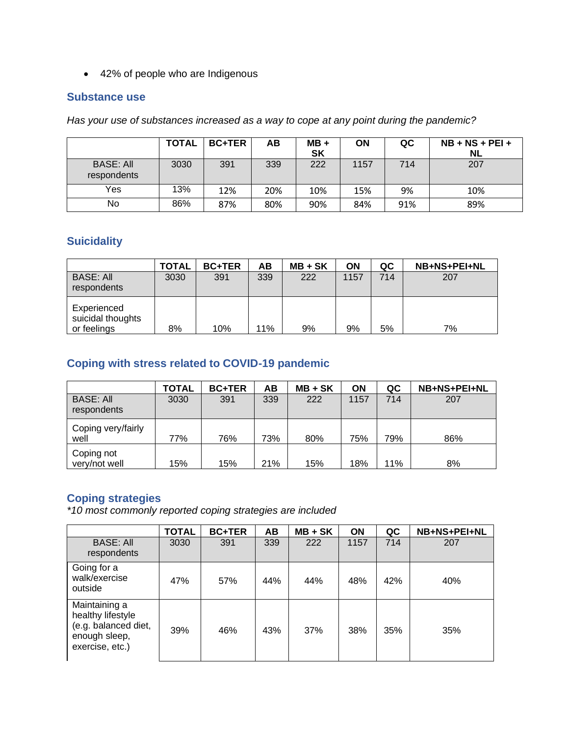- 42% of people who are Indigenous

## Substance use

*Has your use of substances increased as a way to cope at any point during the pandemic?*

| | TOTAL | BC+TER | AB | MB + SK | ON | QC | NB + NS + PEI + NL |
|---|---|---|---|---|---|---|---|
| BASE: All respondents | 3030 | 391 | 339 | 222 | 1157 | 714 | 207 |
| Yes | 13% | 12% | 20% | 10% | 15% | 9% | 10% |
| No | 86% | 87% | 80% | 90% | 84% | 91% | 89% |

## Suicidality

| | TOTAL | BC+TER | AB | MB + SK | ON | QC | NB+NS+PEI+NL |
|---|---|---|---|---|---|---|---|
| BASE: All respondents | 3030 | 391 | 339 | 222 | 1157 | 714 | 207 |
| Experienced suicidal thoughts or feelings | 8% | 10% | 11% | 9% | 9% | 5% | 7% |

## Coping with stress related to COVID-19 pandemic

| | TOTAL | BC+TER | AB | MB + SK | ON | QC | NB+NS+PEI+NL |
|---|---|---|---|---|---|---|---|
| BASE: All respondents | 3030 | 391 | 339 | 222 | 1157 | 714 | 207 |
| Coping very/fairly well | 77% | 76% | 73% | 80% | 75% | 79% | 86% |
| Coping not very/not well | 15% | 15% | 21% | 15% | 18% | 11% | 8% |

## Coping strategies

*\*10 most commonly reported coping strategies are included*

| | TOTAL | BC+TER | AB | MB + SK | ON | QC | NB+NS+PEI+NL |
|---|---|---|---|---|---|---|---|
| BASE: All respondents | 3030 | 391 | 339 | 222 | 1157 | 714 | 207 |
| Going for a walk/exercise outside | 47% | 57% | 44% | 44% | 48% | 42% | 40% |
| Maintaining a healthy lifestyle (e.g. balanced diet, enough sleep, exercise, etc.) | 39% | 46% | 43% | 37% | 38% | 35% | 35% |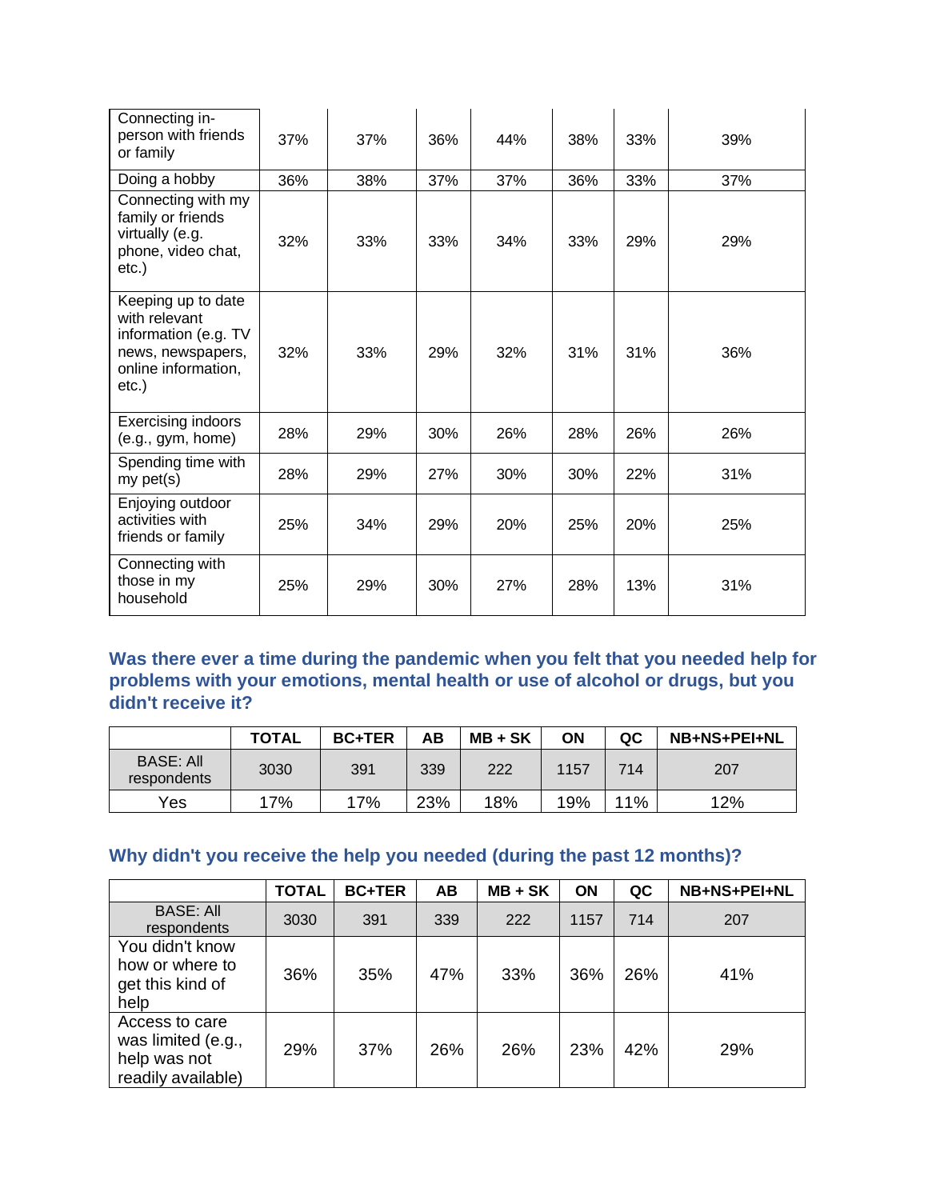| | | | | | | | |
|---|---|---|---|---|---|---|---|
| Connecting in-person with friends or family | 37% | 37% | 36% | 44% | 38% | 33% | 39% |
| Doing a hobby | 36% | 38% | 37% | 37% | 36% | 33% | 37% |
| Connecting with my family or friends virtually (e.g. phone, video chat, etc.) | 32% | 33% | 33% | 34% | 33% | 29% | 29% |
| Keeping up to date with relevant information (e.g. TV news, newspapers, online information, etc.) | 32% | 33% | 29% | 32% | 31% | 31% | 36% |
| Exercising indoors (e.g., gym, home) | 28% | 29% | 30% | 26% | 28% | 26% | 26% |
| Spending time with my pet(s) | 28% | 29% | 27% | 30% | 30% | 22% | 31% |
| Enjoying outdoor activities with friends or family | 25% | 34% | 29% | 20% | 25% | 20% | 25% |
| Connecting with those in my household | 25% | 29% | 30% | 27% | 28% | 13% | 31% |

### Was there ever a time during the pandemic when you felt that you needed help for problems with your emotions, mental health or use of alcohol or drugs, but you didn't receive it?

| | TOTAL | BC+TER | AB | MB + SK | ON | QC | NB+NS+PEI+NL |
|---|---|---|---|---|---|---|---|
| BASE: All respondents | 3030 | 391 | 339 | 222 | 1157 | 714 | 207 |
| Yes | 17% | 17% | 23% | 18% | 19% | 11% | 12% |

### Why didn't you receive the help you needed (during the past 12 months)?

| | TOTAL | BC+TER | AB | MB + SK | ON | QC | NB+NS+PEI+NL |
|---|---|---|---|---|---|---|---|
| BASE: All respondents | 3030 | 391 | 339 | 222 | 1157 | 714 | 207 |
| You didn't know how or where to get this kind of help | 36% | 35% | 47% | 33% | 36% | 26% | 41% |
| Access to care was limited (e.g., help was not readily available) | 29% | 37% | 26% | 26% | 23% | 42% | 29% |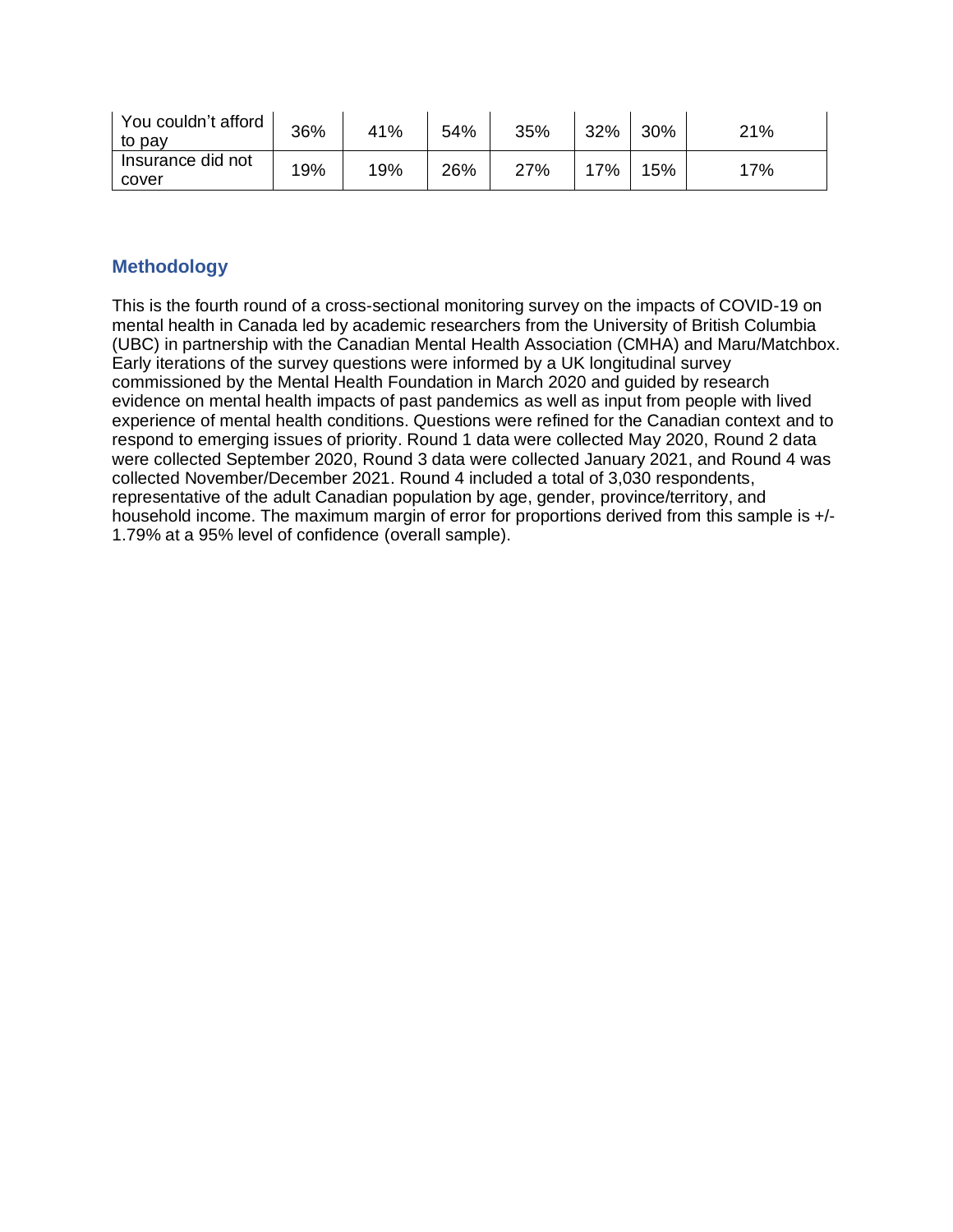| | | | | | | | |
|---|---|---|---|---|---|---|---|
| You couldn't afford to pay | 36% | 41% | 54% | 35% | 32% | 30% | 21% |
| Insurance did not cover | 19% | 19% | 26% | 27% | 17% | 15% | 17% |

## Methodology

This is the fourth round of a cross-sectional monitoring survey on the impacts of COVID-19 on mental health in Canada led by academic researchers from the University of British Columbia (UBC) in partnership with the Canadian Mental Health Association (CMHA) and Maru/Matchbox. Early iterations of the survey questions were informed by a UK longitudinal survey commissioned by the Mental Health Foundation in March 2020 and guided by research evidence on mental health impacts of past pandemics as well as input from people with lived experience of mental health conditions. Questions were refined for the Canadian context and to respond to emerging issues of priority. Round 1 data were collected May 2020, Round 2 data were collected September 2020, Round 3 data were collected January 2021, and Round 4 was collected November/December 2021. Round 4 included a total of 3,030 respondents, representative of the adult Canadian population by age, gender, province/territory, and household income. The maximum margin of error for proportions derived from this sample is +/- 1.79% at a 95% level of confidence (overall sample).